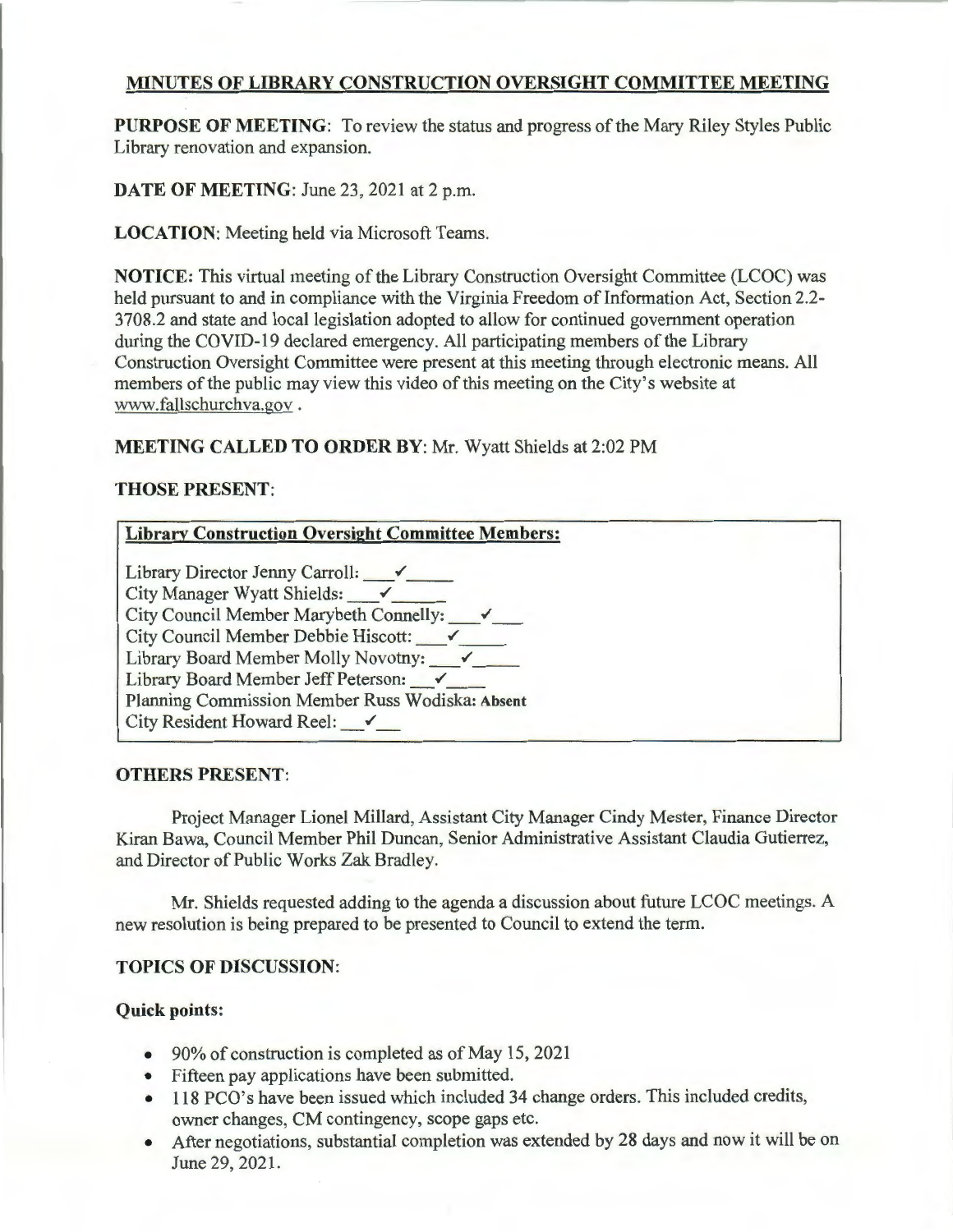## MINUTES OF LIBRARY CONSTRUCTION OVERSIGHT COMMITTEE MEETING

**PURPOSE OF MEETING**: To review the status and progress of the Mary Riley Styles Public Library renovation and expansion.

**DATE OF MEETING**: June 23, 2021 at 2 p.m.

**LOCATION**: Meeting held via Microsoft Teams.

**NOTICE:** This virtual meeting of the Library Construction Oversight Committee (LCOC) was held pursuant to and in compliance with the Virginia Freedom of Information Act, Section 2.2-3708.2 and state and local legislation adopted to allow for continued government operation during the COVID-19 declared emergency. All participating members of the Library Construction Oversight Committee were present at this meeting through electronic means. All members of the public may view this video of this meeting on the City's website at www.fallschurchva.gov .

**MEETING CALLED TO ORDER BY**: Mr. Wyatt Shields at 2:02 PM

**THOSE PRESENT**:

**Library Construction Oversight Committee Members:**

Library Director Jenny Carroll: ✓
City Manager Wyatt Shields: ✓
City Council Member Marybeth Connelly: ✓
City Council Member Debbie Hiscott: ✓
Library Board Member Molly Novotny: ✓
Library Board Member Jeff Peterson: ✓
Planning Commission Member Russ Wodiska: **Absent**
City Resident Howard Reel: ✓

**OTHERS PRESENT**:

Project Manager Lionel Millard, Assistant City Manager Cindy Mester, Finance Director Kiran Bawa, Council Member Phil Duncan, Senior Administrative Assistant Claudia Gutierrez, and Director of Public Works Zak Bradley.

Mr. Shields requested adding to the agenda a discussion about future LCOC meetings. A new resolution is being prepared to be presented to Council to extend the term.

**TOPICS OF DISCUSSION**:

**Quick points:**

- 90% of construction is completed as of May 15, 2021
- Fifteen pay applications have been submitted.
- 118 PCO's have been issued which included 34 change orders. This included credits, owner changes, CM contingency, scope gaps etc.
- After negotiations, substantial completion was extended by 28 days and now it will be on June 29, 2021.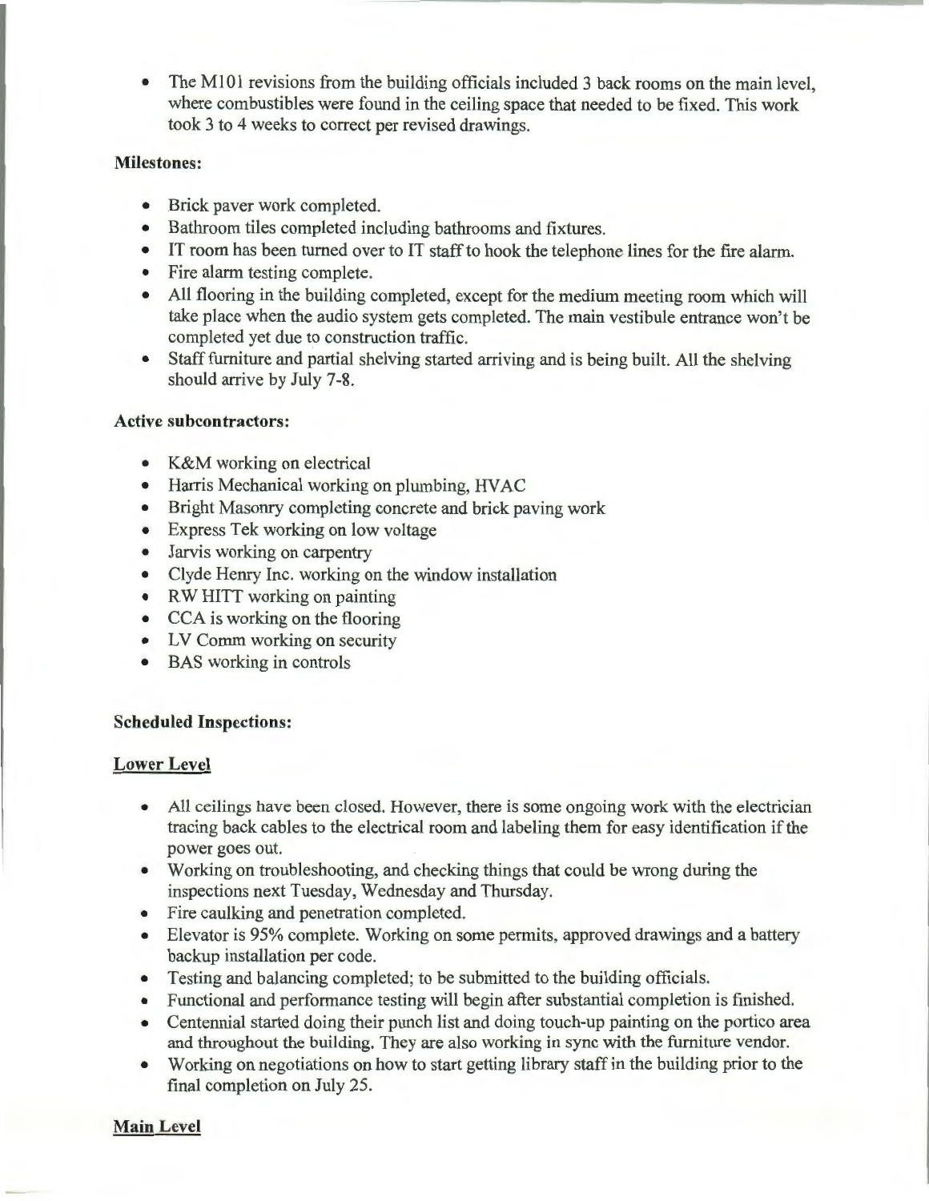- The M101 revisions from the building officials included 3 back rooms on the main level, where combustibles were found in the ceiling space that needed to be fixed. This work took 3 to 4 weeks to correct per revised drawings.

**Milestones:**

- Brick paver work completed.
- Bathroom tiles completed including bathrooms and fixtures.
- IT room has been turned over to IT staff to hook the telephone lines for the fire alarm.
- Fire alarm testing complete.
- All flooring in the building completed, except for the medium meeting room which will take place when the audio system gets completed. The main vestibule entrance won't be completed yet due to construction traffic.
- Staff furniture and partial shelving started arriving and is being built. All the shelving should arrive by July 7-8.

**Active subcontractors:**

- K&M working on electrical
- Harris Mechanical working on plumbing, HVAC
- Bright Masonry completing concrete and brick paving work
- Express Tek working on low voltage
- Jarvis working on carpentry
- Clyde Henry Inc. working on the window installation
- RW HITT working on painting
- CCA is working on the flooring
- LV Comm working on security
- BAS working in controls

**Scheduled Inspections:**

**Lower Level**

- All ceilings have been closed. However, there is some ongoing work with the electrician tracing back cables to the electrical room and labeling them for easy identification if the power goes out.
- Working on troubleshooting, and checking things that could be wrong during the inspections next Tuesday, Wednesday and Thursday.
- Fire caulking and penetration completed.
- Elevator is 95% complete. Working on some permits, approved drawings and a battery backup installation per code.
- Testing and balancing completed; to be submitted to the building officials.
- Functional and performance testing will begin after substantial completion is finished.
- Centennial started doing their punch list and doing touch-up painting on the portico area and throughout the building. They are also working in sync with the furniture vendor.
- Working on negotiations on how to start getting library staff in the building prior to the final completion on July 25.

**Main Level**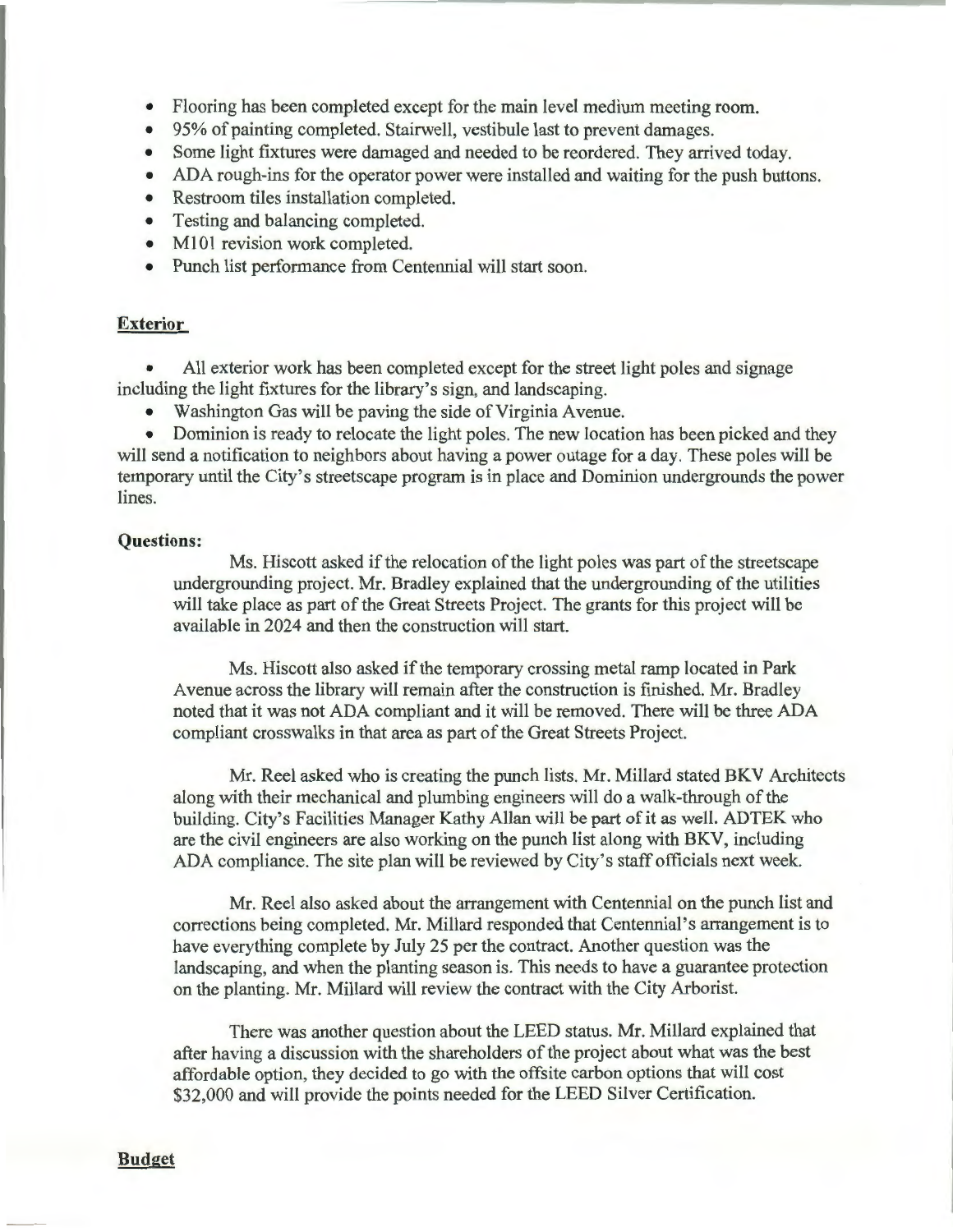- Flooring has been completed except for the main level medium meeting room.
- 95% of painting completed. Stairwell, vestibule last to prevent damages.
- Some light fixtures were damaged and needed to be reordered. They arrived today.
- ADA rough-ins for the operator power were installed and waiting for the push buttons.
- Restroom tiles installation completed.
- Testing and balancing completed.
- M101 revision work completed.
- Punch list performance from Centennial will start soon.

## Exterior

- All exterior work has been completed except for the street light poles and signage including the light fixtures for the library's sign, and landscaping.
- Washington Gas will be paving the side of Virginia Avenue.
- Dominion is ready to relocate the light poles. The new location has been picked and they will send a notification to neighbors about having a power outage for a day. These poles will be temporary until the City's streetscape program is in place and Dominion undergrounds the power lines.

**Questions:**

Ms. Hiscott asked if the relocation of the light poles was part of the streetscape undergrounding project. Mr. Bradley explained that the undergrounding of the utilities will take place as part of the Great Streets Project. The grants for this project will be available in 2024 and then the construction will start.

Ms. Hiscott also asked if the temporary crossing metal ramp located in Park Avenue across the library will remain after the construction is finished. Mr. Bradley noted that it was not ADA compliant and it will be removed. There will be three ADA compliant crosswalks in that area as part of the Great Streets Project.

Mr. Reel asked who is creating the punch lists. Mr. Millard stated BKV Architects along with their mechanical and plumbing engineers will do a walk-through of the building. City's Facilities Manager Kathy Allan will be part of it as well. ADTEK who are the civil engineers are also working on the punch list along with BKV, including ADA compliance. The site plan will be reviewed by City's staff officials next week.

Mr. Reel also asked about the arrangement with Centennial on the punch list and corrections being completed. Mr. Millard responded that Centennial's arrangement is to have everything complete by July 25 per the contract. Another question was the landscaping, and when the planting season is. This needs to have a guarantee protection on the planting. Mr. Millard will review the contract with the City Arborist.

There was another question about the LEED status. Mr. Millard explained that after having a discussion with the shareholders of the project about what was the best affordable option, they decided to go with the offsite carbon options that will cost $32,000 and will provide the points needed for the LEED Silver Certification.

## Budget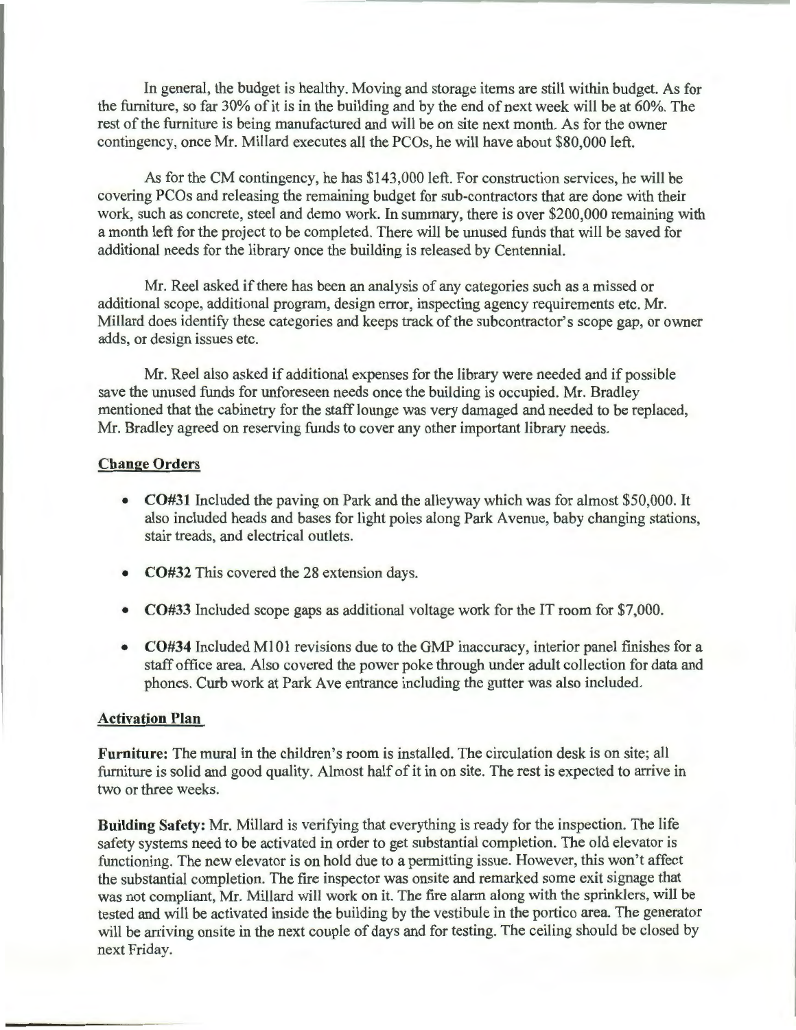In general, the budget is healthy. Moving and storage items are still within budget. As for the furniture, so far 30% of it is in the building and by the end of next week will be at 60%. The rest of the furniture is being manufactured and will be on site next month. As for the owner contingency, once Mr. Millard executes all the PCOs, he will have about $80,000 left.

As for the CM contingency, he has $143,000 left. For construction services, he will be covering PCOs and releasing the remaining budget for sub-contractors that are done with their work, such as concrete, steel and demo work. In summary, there is over $200,000 remaining with a month left for the project to be completed. There will be unused funds that will be saved for additional needs for the library once the building is released by Centennial.

Mr. Reel asked if there has been an analysis of any categories such as a missed or additional scope, additional program, design error, inspecting agency requirements etc. Mr. Millard does identify these categories and keeps track of the subcontractor's scope gap, or owner adds, or design issues etc.

Mr. Reel also asked if additional expenses for the library were needed and if possible save the unused funds for unforeseen needs once the building is occupied. Mr. Bradley mentioned that the cabinetry for the staff lounge was very damaged and needed to be replaced, Mr. Bradley agreed on reserving funds to cover any other important library needs.

## Change Orders

- **CO#31** Included the paving on Park and the alleyway which was for almost $50,000. It also included heads and bases for light poles along Park Avenue, baby changing stations, stair treads, and electrical outlets.
- **CO#32** This covered the 28 extension days.
- **CO#33** Included scope gaps as additional voltage work for the IT room for $7,000.
- **CO#34** Included M101 revisions due to the GMP inaccuracy, interior panel finishes for a staff office area. Also covered the power poke through under adult collection for data and phones. Curb work at Park Ave entrance including the gutter was also included.

## Activation Plan

**Furniture:** The mural in the children's room is installed. The circulation desk is on site; all furniture is solid and good quality. Almost half of it in on site. The rest is expected to arrive in two or three weeks.

**Building Safety:** Mr. Millard is verifying that everything is ready for the inspection. The life safety systems need to be activated in order to get substantial completion. The old elevator is functioning. The new elevator is on hold due to a permitting issue. However, this won't affect the substantial completion. The fire inspector was onsite and remarked some exit signage that was not compliant, Mr. Millard will work on it. The fire alarm along with the sprinklers, will be tested and will be activated inside the building by the vestibule in the portico area. The generator will be arriving onsite in the next couple of days and for testing. The ceiling should be closed by next Friday.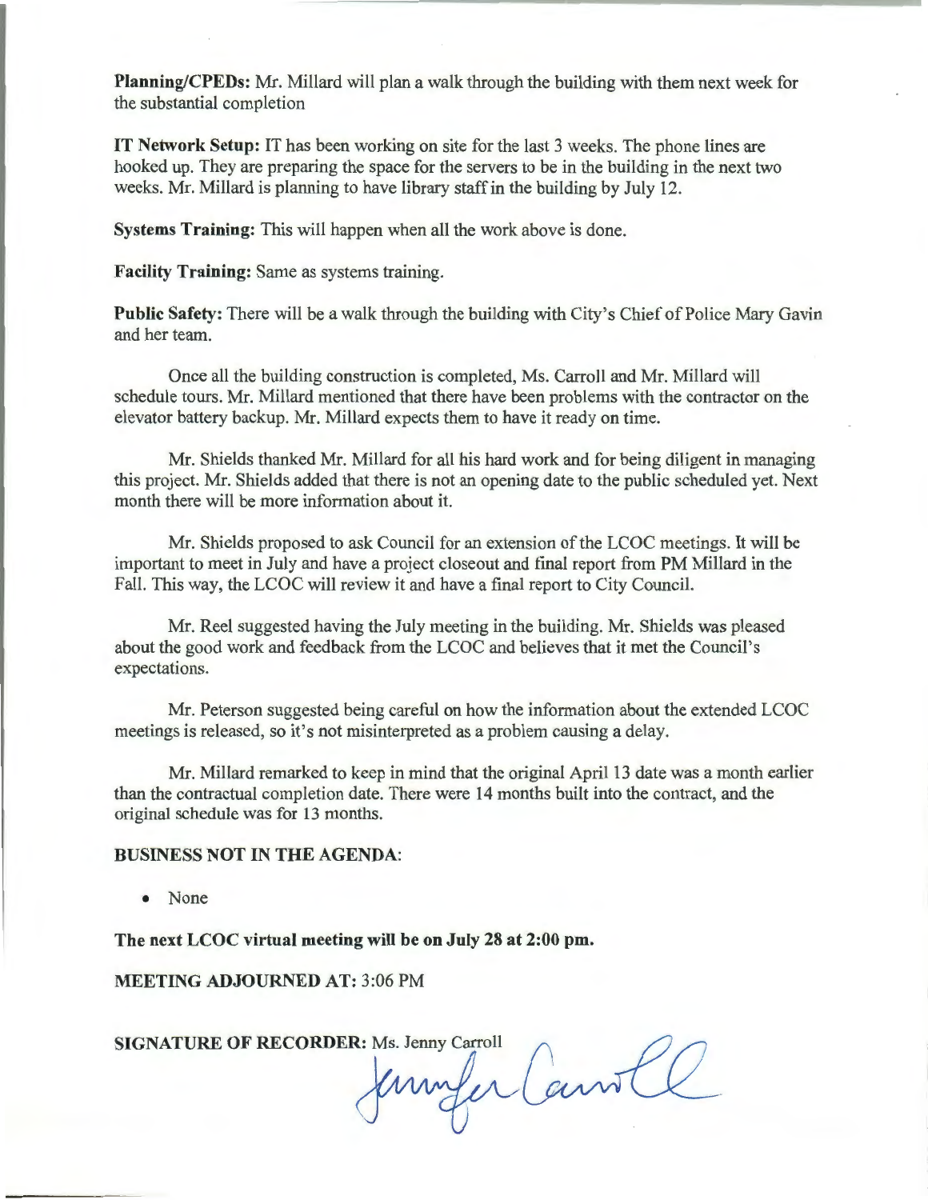**Planning/CPEDs:** Mr. Millard will plan a walk through the building with them next week for the substantial completion

**IT Network Setup:** IT has been working on site for the last 3 weeks. The phone lines are hooked up. They are preparing the space for the servers to be in the building in the next two weeks. Mr. Millard is planning to have library staff in the building by July 12.

**Systems Training:** This will happen when all the work above is done.

**Facility Training:** Same as systems training.

**Public Safety:** There will be a walk through the building with City's Chief of Police Mary Gavin and her team.

Once all the building construction is completed, Ms. Carroll and Mr. Millard will schedule tours. Mr. Millard mentioned that there have been problems with the contractor on the elevator battery backup. Mr. Millard expects them to have it ready on time.

Mr. Shields thanked Mr. Millard for all his hard work and for being diligent in managing this project. Mr. Shields added that there is not an opening date to the public scheduled yet. Next month there will be more information about it.

Mr. Shields proposed to ask Council for an extension of the LCOC meetings. It will be important to meet in July and have a project closeout and final report from PM Millard in the Fall. This way, the LCOC will review it and have a final report to City Council.

Mr. Reel suggested having the July meeting in the building. Mr. Shields was pleased about the good work and feedback from the LCOC and believes that it met the Council's expectations.

Mr. Peterson suggested being careful on how the information about the extended LCOC meetings is released, so it's not misinterpreted as a problem causing a delay.

Mr. Millard remarked to keep in mind that the original April 13 date was a month earlier than the contractual completion date. There were 14 months built into the contract, and the original schedule was for 13 months.

**BUSINESS NOT IN THE AGENDA:**

- None

**The next LCOC virtual meeting will be on July 28 at 2:00 pm.**

**MEETING ADJOURNED AT:** 3:06 PM

**SIGNATURE OF RECORDER:** Ms. Jenny Carroll

Jennifer Carroll